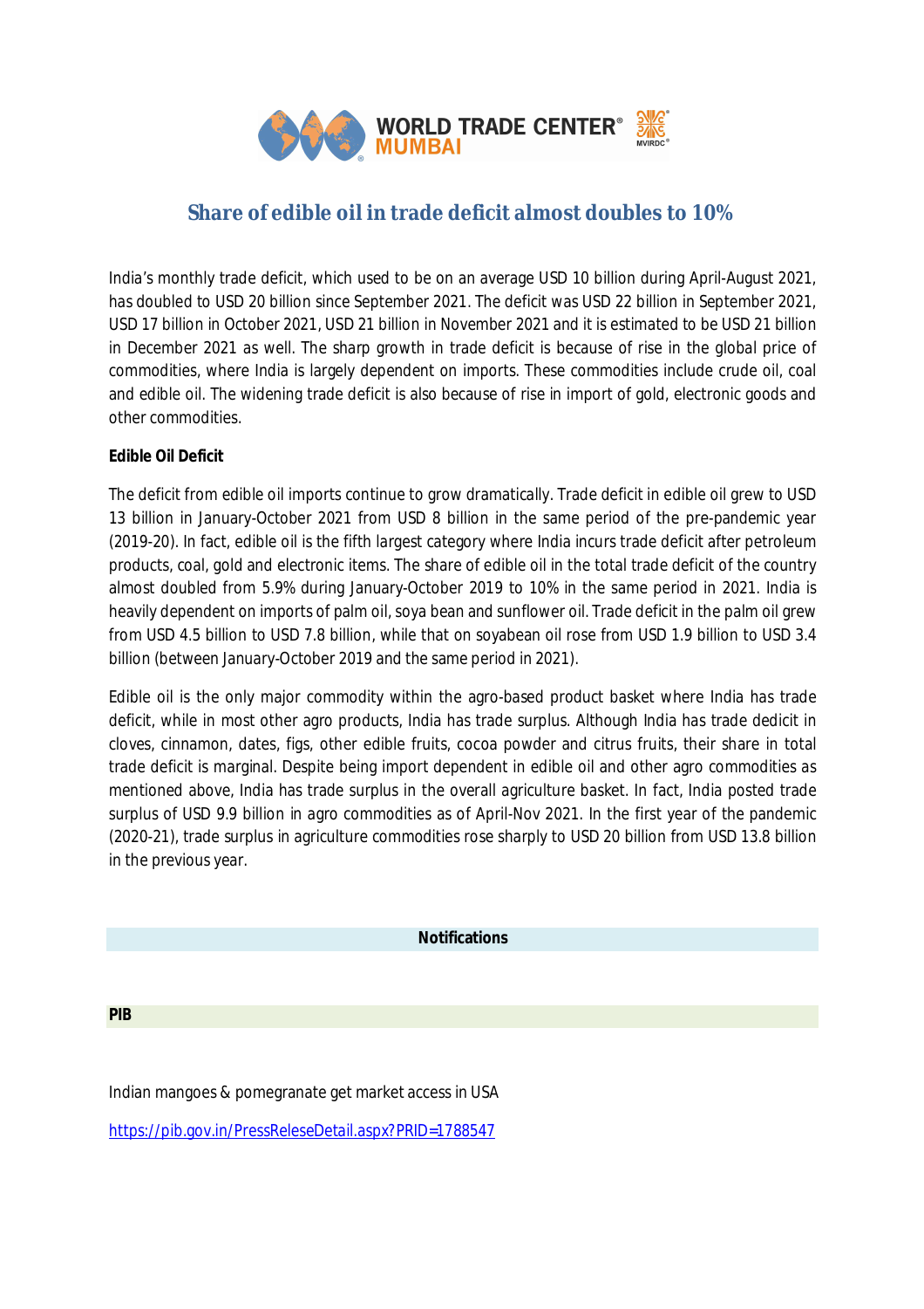# Share of edible oil in trade deficit almost doubles to 10%

India's monthly trade deficit, which used to be on an average USD 10 billion during April-August 2021, has doubled to USD 20 billion since September 2021. The deficit was USD 22 billion in September 2021, USD 17 billion in October 2021, USD 21 billion in November 2021 and it is estimated to be USD 21 billion in December 2021 as well. The sharp growth in trade deficit is because of rise in the global price of commodities, where India is largely dependent on imports. These commodities include crude oil, coal and edible oil. The widening trade deficit is also because of rise in import of gold, electronic goods and other commodities.

**Edible Oil Deficit**

The deficit from edible oil imports continue to grow dramatically. Trade deficit in edible oil grew to USD 13 billion in January-October 2021 from USD 8 billion in the same period of the pre-pandemic year (2019-20). In fact, edible oil is the fifth largest category where India incurs trade deficit after petroleum products, coal, gold and electronic items. The share of edible oil in the total trade deficit of the country almost doubled from 5.9% during January-October 2019 to 10% in the same period in 2021. India is heavily dependent on imports of palm oil, soya bean and sunflower oil. Trade deficit in the palm oil grew from USD 4.5 billion to USD 7.8 billion, while that on soyabean oil rose from USD 1.9 billion to USD 3.4 billion (between January-October 2019 and the same period in 2021).

Edible oil is the only major commodity within the agro-based product basket where India has trade deficit, while in most other agro products, India has trade surplus. Although India has trade dedicit in cloves, cinnamon, dates, figs, other edible fruits, cocoa powder and citrus fruits, their share in total trade deficit is marginal. Despite being import dependent in edible oil and other agro commodities as mentioned above, India has trade surplus in the overall agriculture basket. In fact, India posted trade surplus of USD 9.9 billion in agro commodities as of April-Nov 2021. In the first year of the pandemic (2020-21), trade surplus in agriculture commodities rose sharply to USD 20 billion from USD 13.8 billion in the previous year.

**Notifications**

**PIB**

Indian mangoes & pomegranate get market access in USA

https://pib.gov.in/PressReleseDetail.aspx?PRID=1788547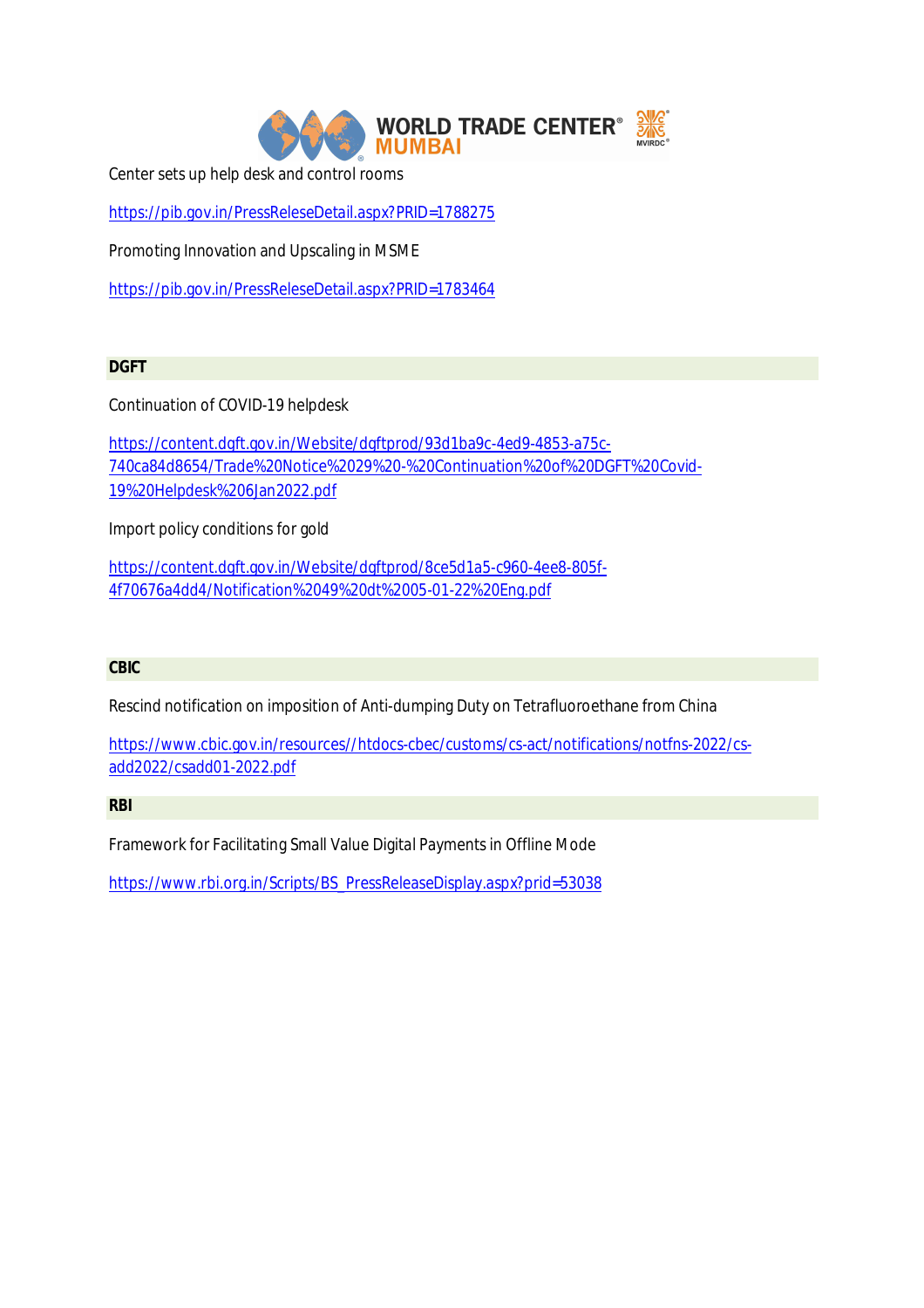Center sets up help desk and control rooms

https://pib.gov.in/PressReleseDetail.aspx?PRID=1788275

Promoting Innovation and Upscaling in MSME

https://pib.gov.in/PressReleseDetail.aspx?PRID=1783464

**DGFT**

Continuation of COVID-19 helpdesk

https://content.dgft.gov.in/Website/dgftprod/93d1ba9c-4ed9-4853-a75c-740ca84d8654/Trade%20Notice%2029%20-%20Continuation%20of%20DGFT%20Covid-19%20Helpdesk%206Jan2022.pdf

Import policy conditions for gold

https://content.dgft.gov.in/Website/dgftprod/8ce5d1a5-c960-4ee8-805f-4f70676a4dd4/Notification%2049%20dt%2005-01-22%20Eng.pdf

**CBIC**

Rescind notification on imposition of Anti-dumping Duty on Tetrafluoroethane from China

https://www.cbic.gov.in/resources//htdocs-cbec/customs/cs-act/notifications/notfns-2022/cs-add2022/csadd01-2022.pdf

**RBI**

Framework for Facilitating Small Value Digital Payments in Offline Mode

https://www.rbi.org.in/Scripts/BS_PressReleaseDisplay.aspx?prid=53038